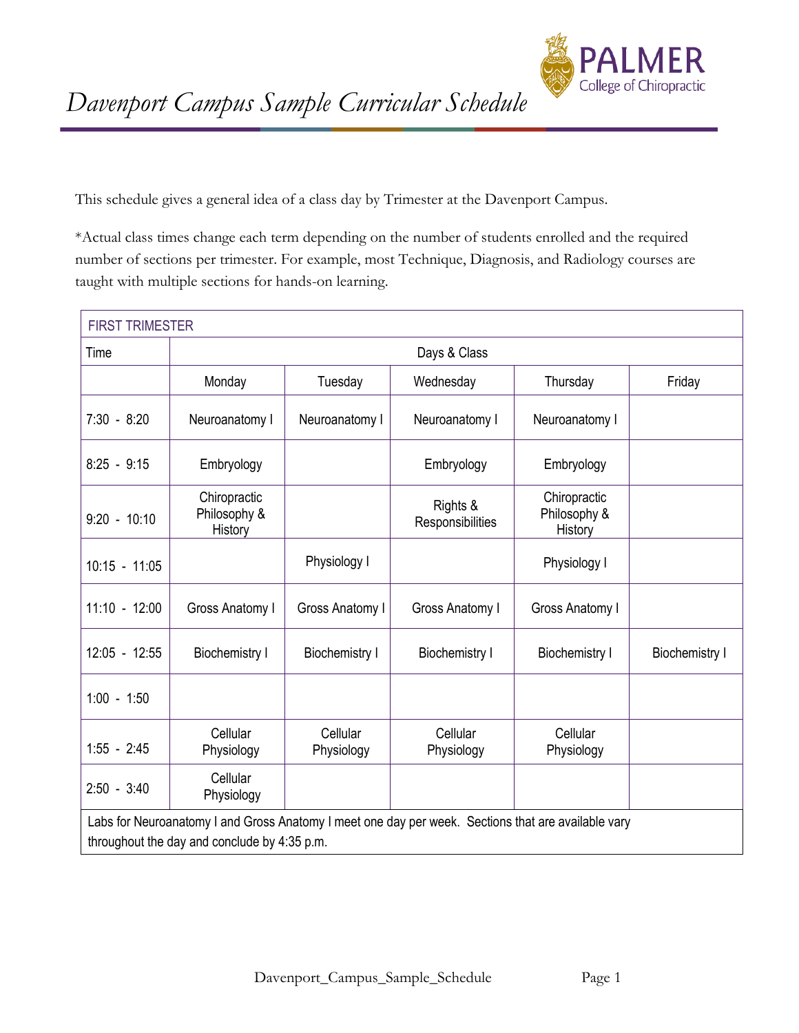# Davenport Campus Sample Curricular Schedule

PALMER College of Chiropractic

This schedule gives a general idea of a class day by Trimester at the Davenport Campus.

*Actual class times change each term depending on the number of students enrolled and the required number of sections per trimester. For example, most Technique, Diagnosis, and Radiology courses are taught with multiple sections for hands-on learning.

| FIRST TRIMESTER | | | | | |
|---|---|---|---|---|---|
| Time | Days & Class | | | | |
| | Monday | Tuesday | Wednesday | Thursday | Friday |
| 7:30 - 8:20 | Neuroanatomy I | Neuroanatomy I | Neuroanatomy I | Neuroanatomy I | |
| 8:25 - 9:15 | Embryology | | Embryology | Embryology | |
| 9:20 - 10:10 | Chiropractic Philosophy & History | | Rights & Responsibilities | Chiropractic Philosophy & History | |
| 10:15 - 11:05 | | Physiology I | | Physiology I | |
| 11:10 - 12:00 | Gross Anatomy I | Gross Anatomy I | Gross Anatomy I | Gross Anatomy I | |
| 12:05 - 12:55 | Biochemistry I | Biochemistry I | Biochemistry I | Biochemistry I | Biochemistry I |
| 1:00 - 1:50 | | | | | |
| 1:55 - 2:45 | Cellular Physiology | Cellular Physiology | Cellular Physiology | Cellular Physiology | |
| 2:50 - 3:40 | Cellular Physiology | | | | |
| Labs for Neuroanatomy I and Gross Anatomy I meet one day per week. Sections that are available vary throughout the day and conclude by 4:35 p.m. | | | | | |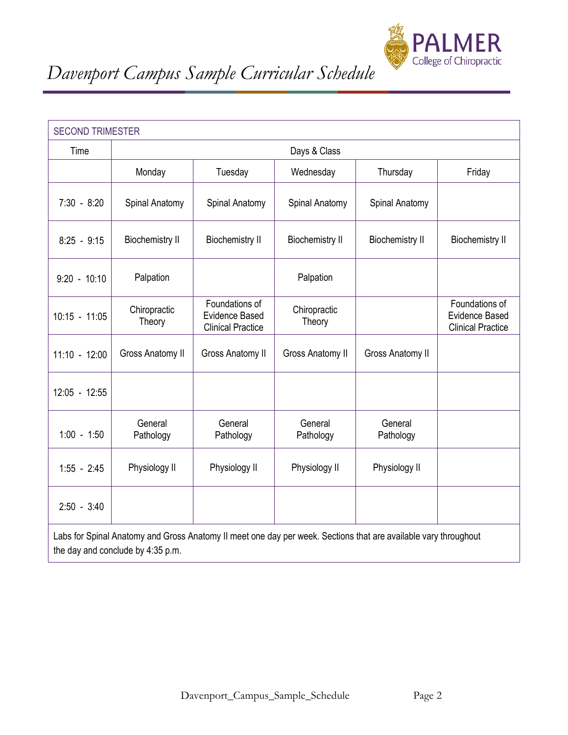# *Davenport Campus Sample Curricular Schedule*

| SECOND TRIMESTER | | | | | |
|---|---|---|---|---|---|
| Time | Days & Class | | | | |
| | Monday | Tuesday | Wednesday | Thursday | Friday |
| 7:30 - 8:20 | Spinal Anatomy | Spinal Anatomy | Spinal Anatomy | Spinal Anatomy | |
| 8:25 - 9:15 | Biochemistry II | Biochemistry II | Biochemistry II | Biochemistry II | Biochemistry II |
| 9:20 - 10:10 | Palpation | | Palpation | | |
| 10:15 - 11:05 | Chiropractic Theory | Foundations of Evidence Based Clinical Practice | Chiropractic Theory | | Foundations of Evidence Based Clinical Practice |
| 11:10 - 12:00 | Gross Anatomy II | Gross Anatomy II | Gross Anatomy II | Gross Anatomy II | |
| 12:05 - 12:55 | | | | | |
| 1:00 - 1:50 | General Pathology | General Pathology | General Pathology | General Pathology | |
| 1:55 - 2:45 | Physiology II | Physiology II | Physiology II | Physiology II | |
| 2:50 - 3:40 | | | | | |

Labs for Spinal Anatomy and Gross Anatomy II meet one day per week. Sections that are available vary throughout the day and conclude by 4:35 p.m.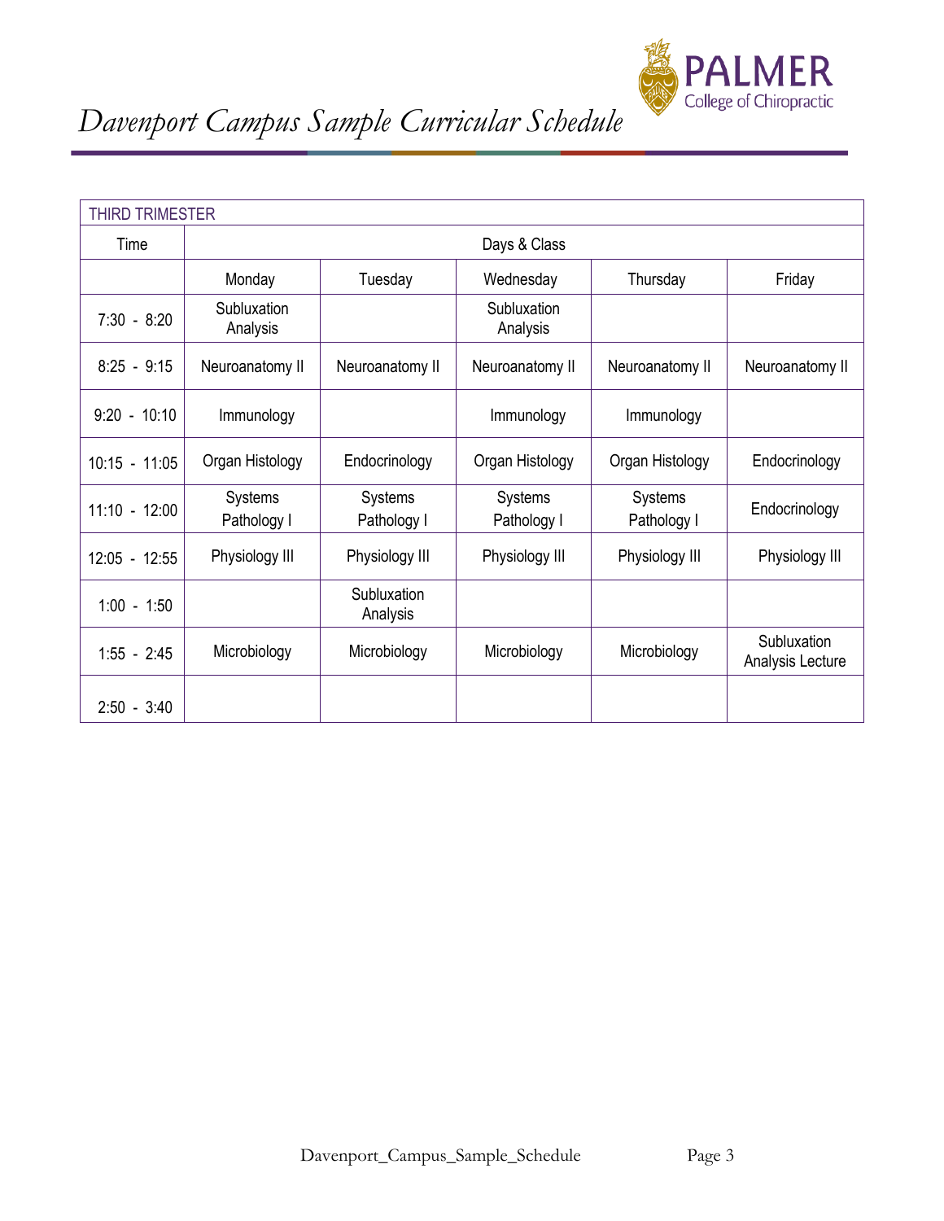# Davenport Campus Sample Curricular Schedule

| THIRD TRIMESTER | | | | | |
|---|---|---|---|---|---|
| Time | Days & Class | | | | |
| | Monday | Tuesday | Wednesday | Thursday | Friday |
| 7:30 - 8:20 | Subluxation Analysis | | Subluxation Analysis | | |
| 8:25 - 9:15 | Neuroanatomy II | Neuroanatomy II | Neuroanatomy II | Neuroanatomy II | Neuroanatomy II |
| 9:20 - 10:10 | Immunology | | Immunology | Immunology | |
| 10:15 - 11:05 | Organ Histology | Endocrinology | Organ Histology | Organ Histology | Endocrinology |
| 11:10 - 12:00 | Systems Pathology I | Systems Pathology I | Systems Pathology I | Systems Pathology I | Endocrinology |
| 12:05 - 12:55 | Physiology III | Physiology III | Physiology III | Physiology III | Physiology III |
| 1:00 - 1:50 | | Subluxation Analysis | | | |
| 1:55 - 2:45 | Microbiology | Microbiology | Microbiology | Microbiology | Subluxation Analysis Lecture |
| 2:50 - 3:40 | | | | | |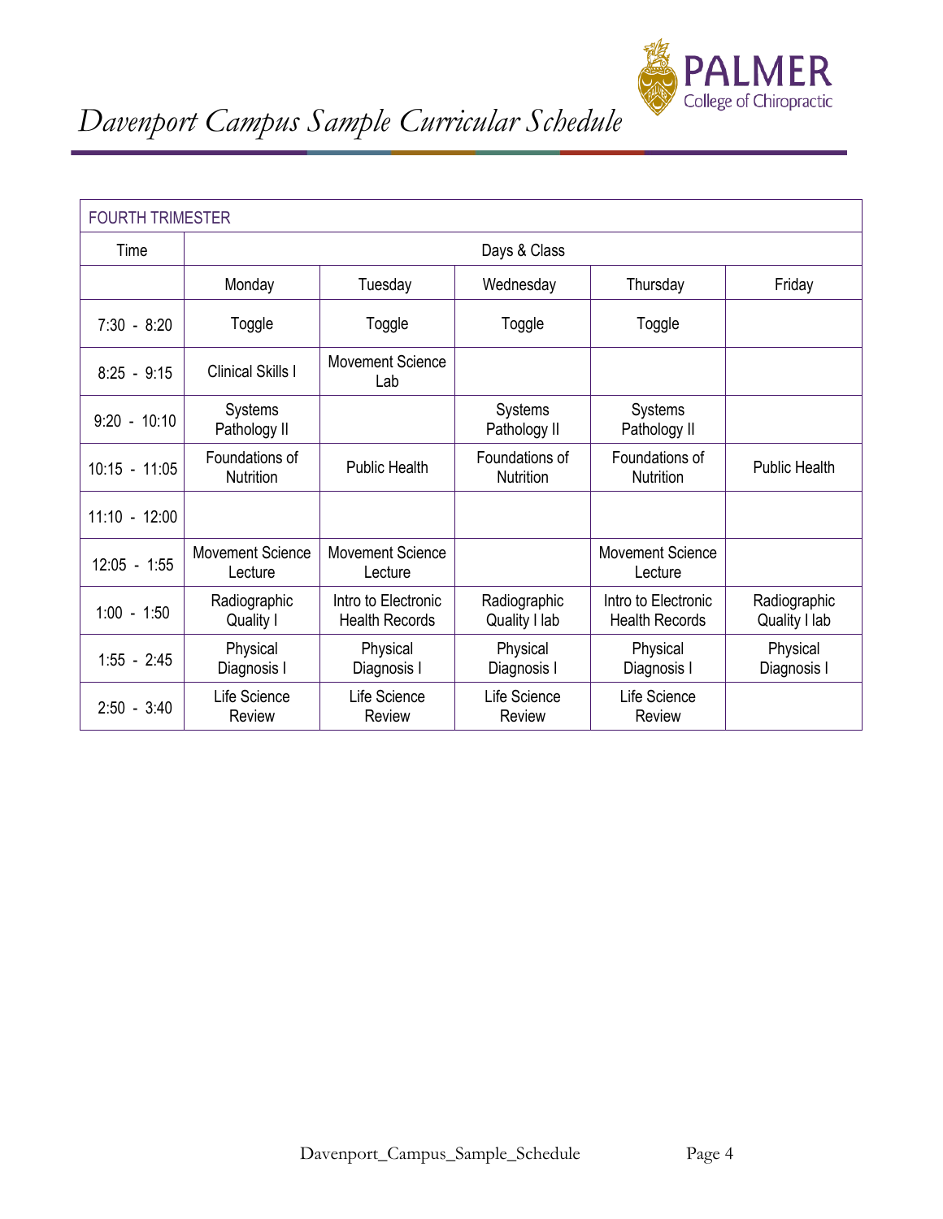# Davenport Campus Sample Curricular Schedule

| FOURTH TRIMESTER | | | | | |
|---|---|---|---|---|---|
| Time | Days & Class | | | | |
| | Monday | Tuesday | Wednesday | Thursday | Friday |
| 7:30 - 8:20 | Toggle | Toggle | Toggle | Toggle | |
| 8:25 - 9:15 | Clinical Skills I | Movement Science Lab | | | |
| 9:20 - 10:10 | Systems Pathology II | | Systems Pathology II | Systems Pathology II | |
| 10:15 - 11:05 | Foundations of Nutrition | Public Health | Foundations of Nutrition | Foundations of Nutrition | Public Health |
| 11:10 - 12:00 | | | | | |
| 12:05 - 1:55 | Movement Science Lecture | Movement Science Lecture | | Movement Science Lecture | |
| 1:00 - 1:50 | Radiographic Quality I | Intro to Electronic Health Records | Radiographic Quality I lab | Intro to Electronic Health Records | Radiographic Quality I lab |
| 1:55 - 2:45 | Physical Diagnosis I | Physical Diagnosis I | Physical Diagnosis I | Physical Diagnosis I | Physical Diagnosis I |
| 2:50 - 3:40 | Life Science Review | Life Science Review | Life Science Review | Life Science Review | |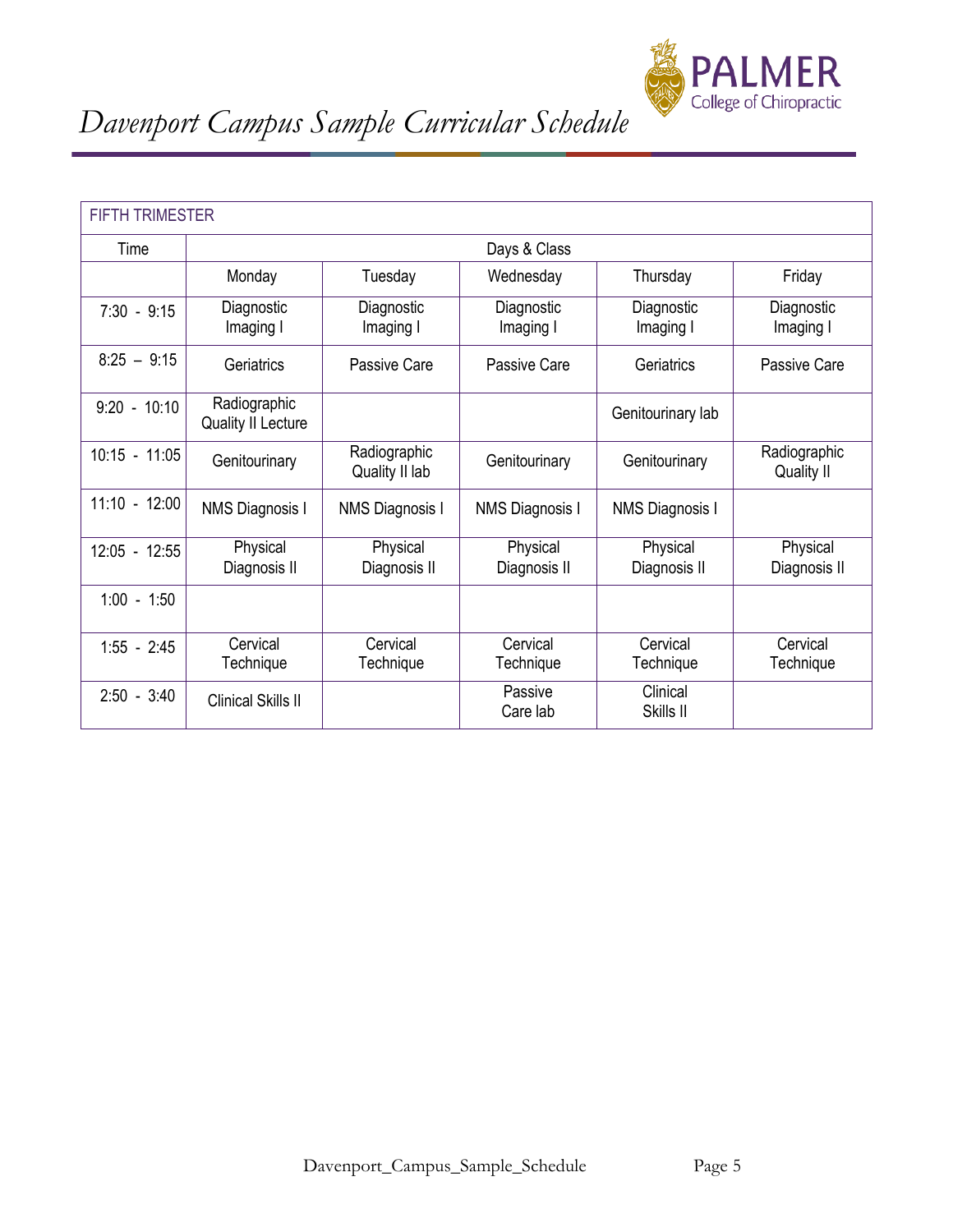# Davenport Campus Sample Curricular Schedule

| FIFTH TRIMESTER | | | | | |
|---|---|---|---|---|---|
| Time | Days & Class | | | | |
| | Monday | Tuesday | Wednesday | Thursday | Friday |
| 7:30 - 9:15 | Diagnostic Imaging I | Diagnostic Imaging I | Diagnostic Imaging I | Diagnostic Imaging I | Diagnostic Imaging I |
| 8:25 – 9:15 | Geriatrics | Passive Care | Passive Care | Geriatrics | Passive Care |
| 9:20 - 10:10 | Radiographic Quality II Lecture | | | Genitourinary lab | |
| 10:15 - 11:05 | Genitourinary | Radiographic Quality II lab | Genitourinary | Genitourinary | Radiographic Quality II |
| 11:10 - 12:00 | NMS Diagnosis I | NMS Diagnosis I | NMS Diagnosis I | NMS Diagnosis I | |
| 12:05 - 12:55 | Physical Diagnosis II | Physical Diagnosis II | Physical Diagnosis II | Physical Diagnosis II | Physical Diagnosis II |
| 1:00 - 1:50 | | | | | |
| 1:55 - 2:45 | Cervical Technique | Cervical Technique | Cervical Technique | Cervical Technique | Cervical Technique |
| 2:50 - 3:40 | Clinical Skills II | | Passive Care lab | Clinical Skills II | |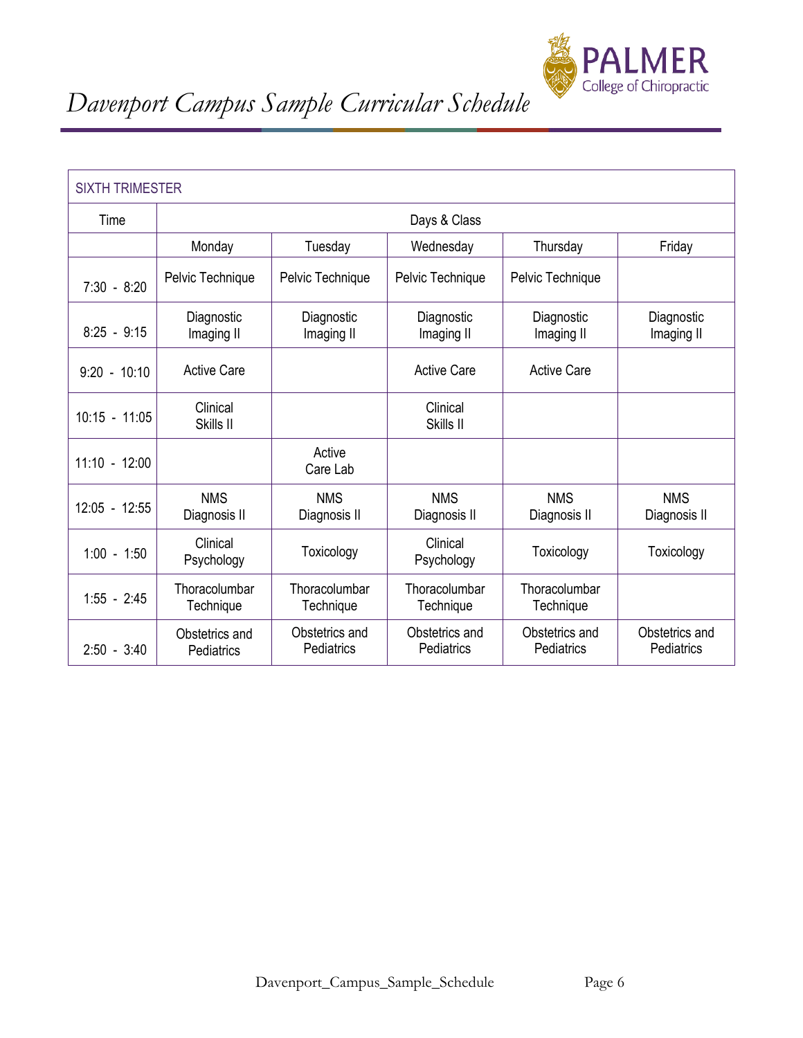# Davenport Campus Sample Curricular Schedule

| SIXTH TRIMESTER | | | | | |
|---|---|---|---|---|---|
| Time | Days & Class | | | | |
| | Monday | Tuesday | Wednesday | Thursday | Friday |
| 7:30 - 8:20 | Pelvic Technique | Pelvic Technique | Pelvic Technique | Pelvic Technique | |
| 8:25 - 9:15 | Diagnostic Imaging II | Diagnostic Imaging II | Diagnostic Imaging II | Diagnostic Imaging II | Diagnostic Imaging II |
| 9:20 - 10:10 | Active Care | | Active Care | Active Care | |
| 10:15 - 11:05 | Clinical Skills II | | Clinical Skills II | | |
| 11:10 - 12:00 | | Active Care Lab | | | |
| 12:05 - 12:55 | NMS Diagnosis II | NMS Diagnosis II | NMS Diagnosis II | NMS Diagnosis II | NMS Diagnosis II |
| 1:00 - 1:50 | Clinical Psychology | Toxicology | Clinical Psychology | Toxicology | Toxicology |
| 1:55 - 2:45 | Thoracolumbar Technique | Thoracolumbar Technique | Thoracolumbar Technique | Thoracolumbar Technique | |
| 2:50 - 3:40 | Obstetrics and Pediatrics | Obstetrics and Pediatrics | Obstetrics and Pediatrics | Obstetrics and Pediatrics | Obstetrics and Pediatrics |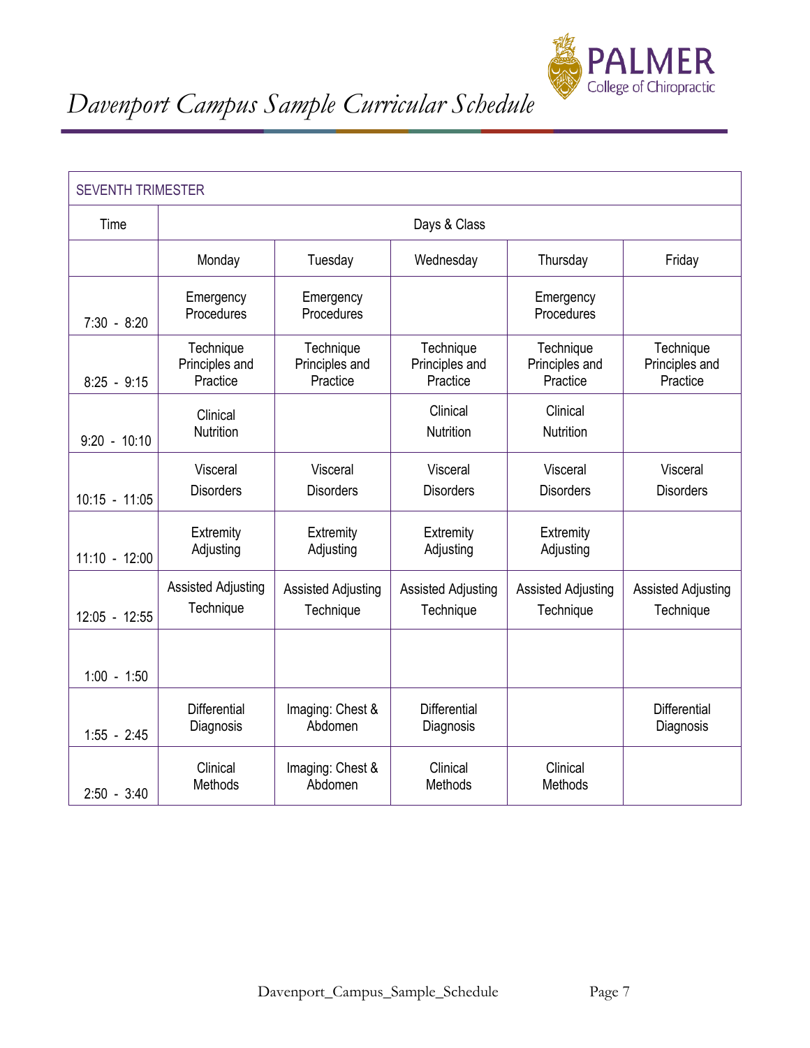# *Davenport Campus Sample Curricular Schedule*

| SEVENTH TRIMESTER | | | | | |
|---|---|---|---|---|---|
| Time | Days & Class | | | | |
| | Monday | Tuesday | Wednesday | Thursday | Friday |
| 7:30 - 8:20 | Emergency Procedures | Emergency Procedures | | Emergency Procedures | |
| 8:25 - 9:15 | Technique Principles and Practice | Technique Principles and Practice | Technique Principles and Practice | Technique Principles and Practice | Technique Principles and Practice |
| 9:20 - 10:10 | Clinical Nutrition | | Clinical Nutrition | Clinical Nutrition | |
| 10:15 - 11:05 | Visceral Disorders | Visceral Disorders | Visceral Disorders | Visceral Disorders | Visceral Disorders |
| 11:10 - 12:00 | Extremity Adjusting | Extremity Adjusting | Extremity Adjusting | Extremity Adjusting | |
| 12:05 - 12:55 | Assisted Adjusting Technique | Assisted Adjusting Technique | Assisted Adjusting Technique | Assisted Adjusting Technique | Assisted Adjusting Technique |
| 1:00 - 1:50 | | | | | |
| 1:55 - 2:45 | Differential Diagnosis | Imaging: Chest & Abdomen | Differential Diagnosis | | Differential Diagnosis |
| 2:50 - 3:40 | Clinical Methods | Imaging: Chest & Abdomen | Clinical Methods | Clinical Methods | |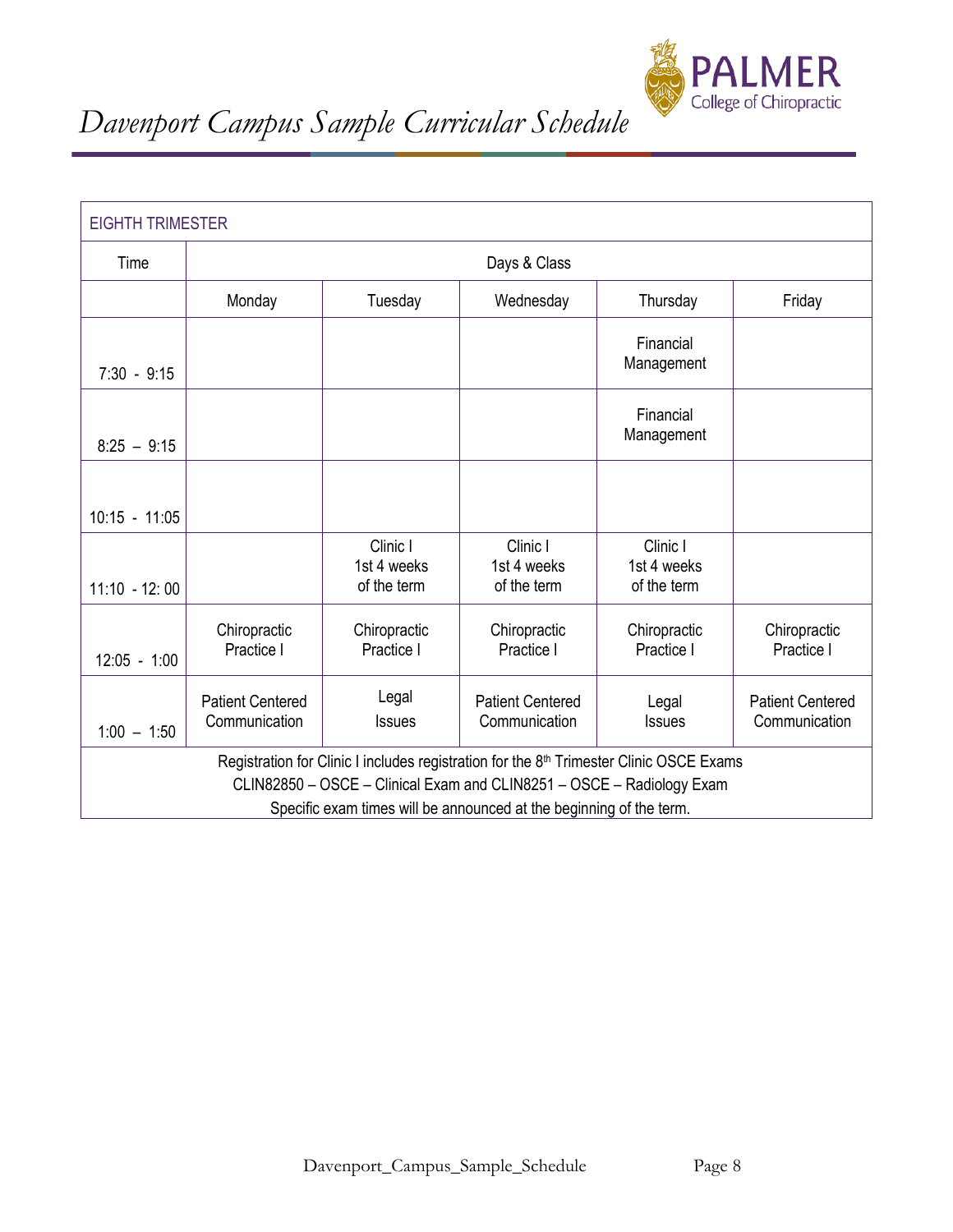# *Davenport Campus Sample Curricular Schedule*

| EIGHTH TRIMESTER | | | | | |
|---|---|---|---|---|---|
| Time | Days & Class | | | | |
| | Monday | Tuesday | Wednesday | Thursday | Friday |
| 7:30 - 9:15 | | | | Financial Management | |
| 8:25 – 9:15 | | | | Financial Management | |
| 10:15 - 11:05 | | | | | |
| 11:10 - 12: 00 | | Clinic I 1st 4 weeks of the term | Clinic I 1st 4 weeks of the term | Clinic I 1st 4 weeks of the term | |
| 12:05 - 1:00 | Chiropractic Practice I | Chiropractic Practice I | Chiropractic Practice I | Chiropractic Practice I | Chiropractic Practice I |
| 1:00 – 1:50 | Patient Centered Communication | Legal Issues | Patient Centered Communication | Legal Issues | Patient Centered Communication |
| Registration for Clinic I includes registration for the 8th Trimester Clinic OSCE Exams CLIN82850 – OSCE – Clinical Exam and CLIN8251 – OSCE – Radiology Exam Specific exam times will be announced at the beginning of the term. | | | | | |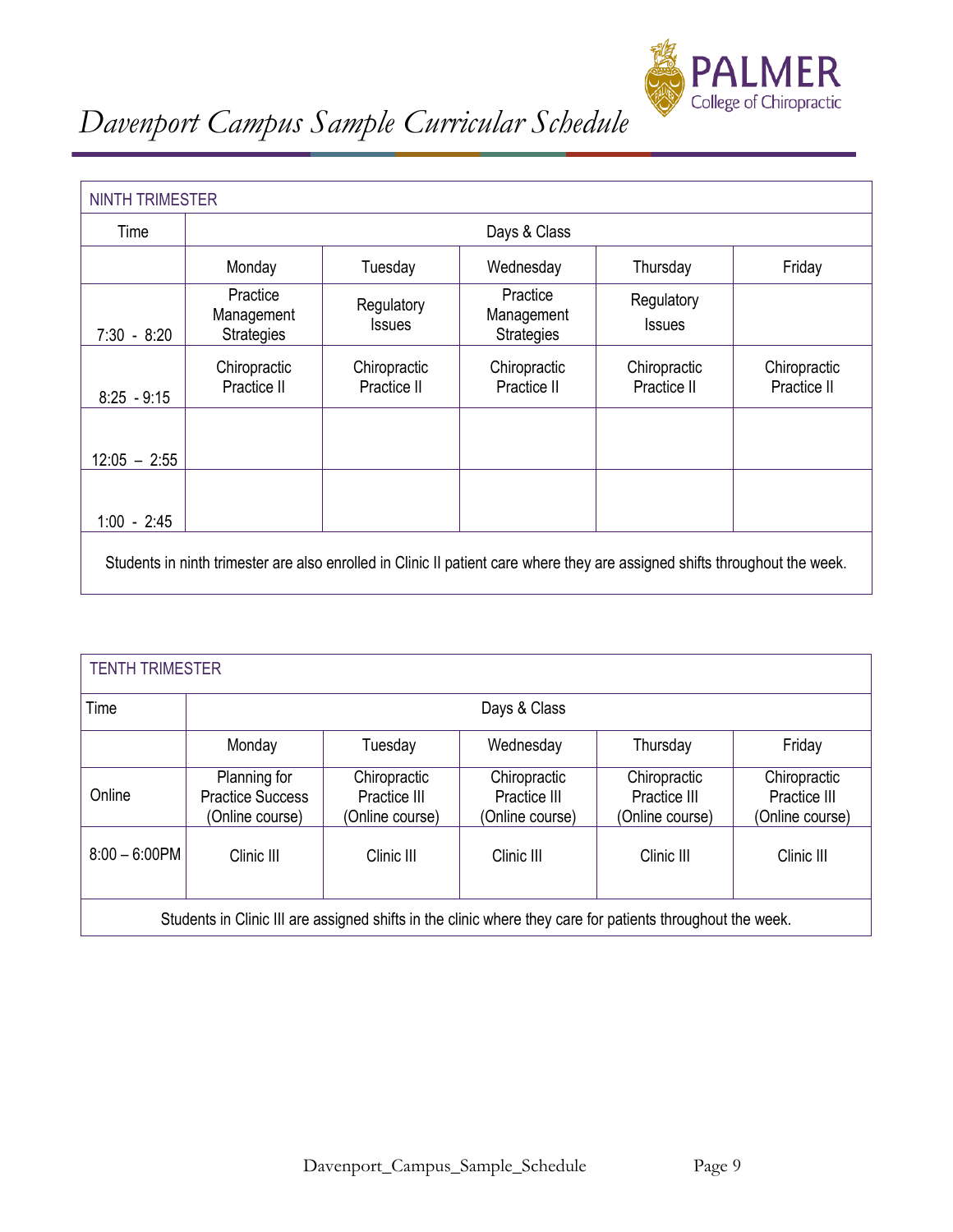# Davenport Campus Sample Curricular Schedule

| NINTH TRIMESTER | | | | | |
|---|---|---|---|---|---|
| Time | Days & Class | | | | |
| | Monday | Tuesday | Wednesday | Thursday | Friday |
| 7:30 - 8:20 | Practice Management Strategies | Regulatory Issues | Practice Management Strategies | Regulatory Issues | |
| 8:25 - 9:15 | Chiropractic Practice II | Chiropractic Practice II | Chiropractic Practice II | Chiropractic Practice II | Chiropractic Practice II |
| 12:05 – 2:55 | | | | | |
| 1:00 - 2:45 | | | | | |
| Students in ninth trimester are also enrolled in Clinic II patient care where they are assigned shifts throughout the week. | | | | | |

| TENTH TRIMESTER | | | | | |
|---|---|---|---|---|---|
| Time | Days & Class | | | | |
| | Monday | Tuesday | Wednesday | Thursday | Friday |
| Online | Planning for Practice Success (Online course) | Chiropractic Practice III (Online course) | Chiropractic Practice III (Online course) | Chiropractic Practice III (Online course) | Chiropractic Practice III (Online course) |
| 8:00 – 6:00PM | Clinic III | Clinic III | Clinic III | Clinic III | Clinic III |
| Students in Clinic III are assigned shifts in the clinic where they care for patients throughout the week. | | | | | |